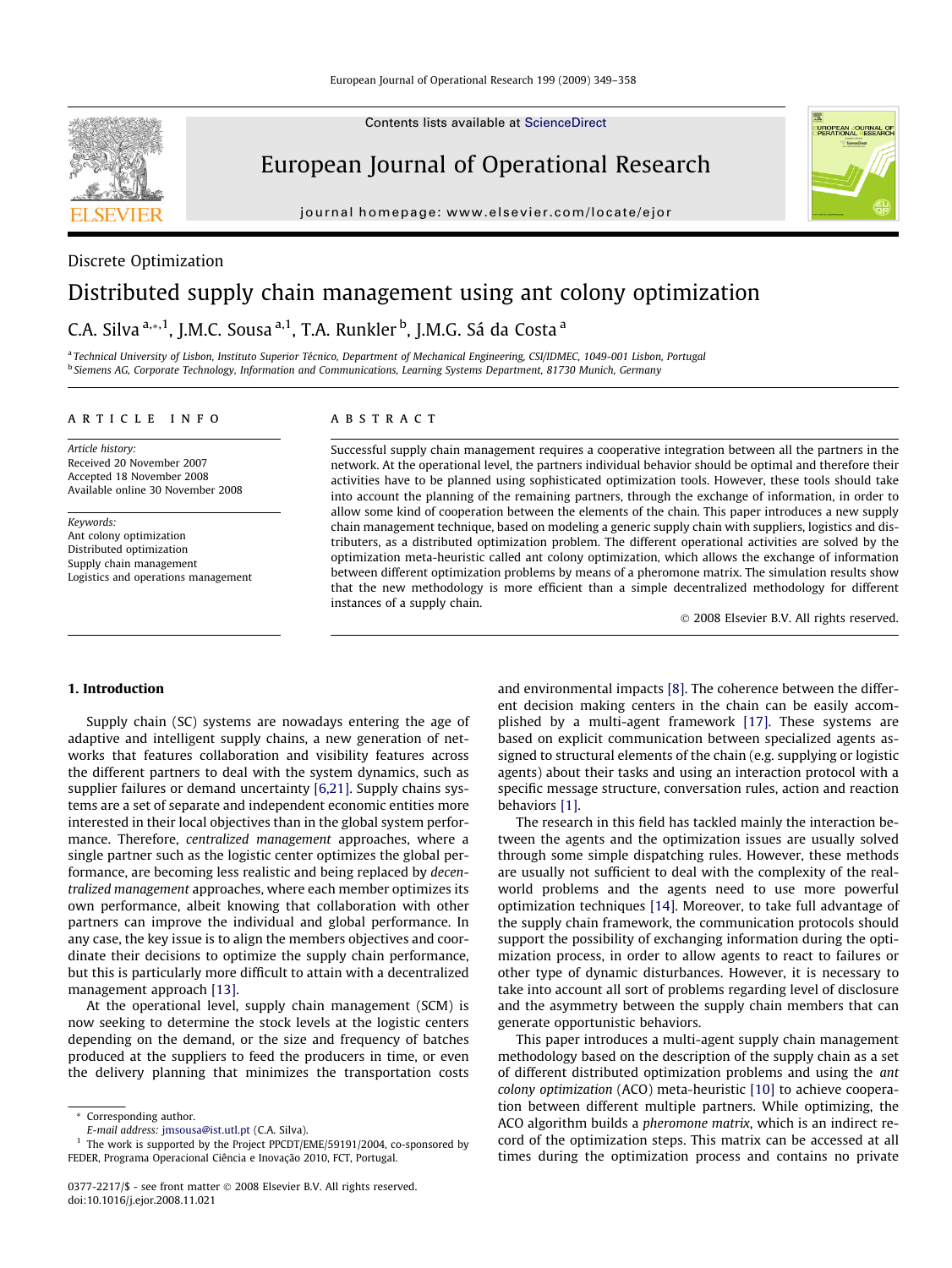Discrete Optimization

# Distributed supply chain management using ant colony optimization

C.A. Silva [a,*,1], J.M.C. Sousa [a,1], T.A. Runkler [b], J.M.G. Sá da Costa [a]

[a] Technical University of Lisbon, Instituto Superior Técnico, Department of Mechanical Engineering, CSI/IDMEC, 1049-001 Lisbon, Portugal
[b] Siemens AG, Corporate Technology, Information and Communications, Learning Systems Department, 81730 Munich, Germany

**ARTICLE INFO**

*Article history:*
Received 20 November 2007
Accepted 18 November 2008
Available online 30 November 2008

*Keywords:*
Ant colony optimization
Distributed optimization
Supply chain management
Logistics and operations management

**ABSTRACT**

Successful supply chain management requires a cooperative integration between all the partners in the network. At the operational level, the partners individual behavior should be optimal and therefore their activities have to be planned using sophisticated optimization tools. However, these tools should take into account the planning of the remaining partners, through the exchange of information, in order to allow some kind of cooperation between the elements of the chain. This paper introduces a new supply chain management technique, based on modeling a generic supply chain with suppliers, logistics and distributers, as a distributed optimization problem. The different operational activities are solved by the optimization meta-heuristic called ant colony optimization, which allows the exchange of information between different optimization problems by means of a pheromone matrix. The simulation results show that the new methodology is more efficient than a simple decentralized methodology for different instances of a supply chain.

© 2008 Elsevier B.V. All rights reserved.

## 1. Introduction

Supply chain (SC) systems are nowadays entering the age of adaptive and intelligent supply chains, a new generation of networks that features collaboration and visibility features across the different partners to deal with the system dynamics, such as supplier failures or demand uncertainty [6,21]. Supply chains systems are a set of separate and independent economic entities more interested in their local objectives than in the global system performance. Therefore, *centralized management* approaches, where a single partner such as the logistic center optimizes the global performance, are becoming less realistic and being replaced by *decentralized management* approaches, where each member optimizes its own performance, albeit knowing that collaboration with other partners can improve the individual and global performance. In any case, the key issue is to align the members objectives and coordinate their decisions to optimize the supply chain performance, but this is particularly more difficult to attain with a decentralized management approach [13].

At the operational level, supply chain management (SCM) is now seeking to determine the stock levels at the logistic centers depending on the demand, or the size and frequency of batches produced at the suppliers to feed the producers in time, or even the delivery planning that minimizes the transportation costs and environmental impacts [8]. The coherence between the different decision making centers in the chain can be easily accomplished by a multi-agent framework [17]. These systems are based on explicit communication between specialized agents assigned to structural elements of the chain (e.g. supplying or logistic agents) about their tasks and using an interaction protocol with a specific message structure, conversation rules, action and reaction behaviors [1].

The research in this field has tackled mainly the interaction between the agents and the optimization issues are usually solved through some simple dispatching rules. However, these methods are usually not sufficient to deal with the complexity of the real-world problems and the agents need to use more powerful optimization techniques [14]. Moreover, to take full advantage of the supply chain framework, the communication protocols should support the possibility of exchanging information during the optimization process, in order to allow agents to react to failures or other type of dynamic disturbances. However, it is necessary to take into account all sort of problems regarding level of disclosure and the asymmetry between the supply chain members that can generate opportunistic behaviors.

This paper introduces a multi-agent supply chain management methodology based on the description of the supply chain as a set of different distributed optimization problems and using the *ant colony optimization* (ACO) meta-heuristic [10] to achieve cooperation between different multiple partners. While optimizing, the ACO algorithm builds a *pheromone matrix*, which is an indirect record of the optimization steps. This matrix can be accessed at all times during the optimization process and contains no private

* Corresponding author.
E-mail address: jmsousa@ist.utl.pt (C.A. Silva).
1 The work is supported by the Project PPCDT/EME/59191/2004, co-sponsored by FEDER, Programa Operacional Ciência e Inovação 2010, FCT, Portugal.

0377-2217/$ - see front matter © 2008 Elsevier B.V. All rights reserved.
doi:10.1016/j.ejor.2008.11.021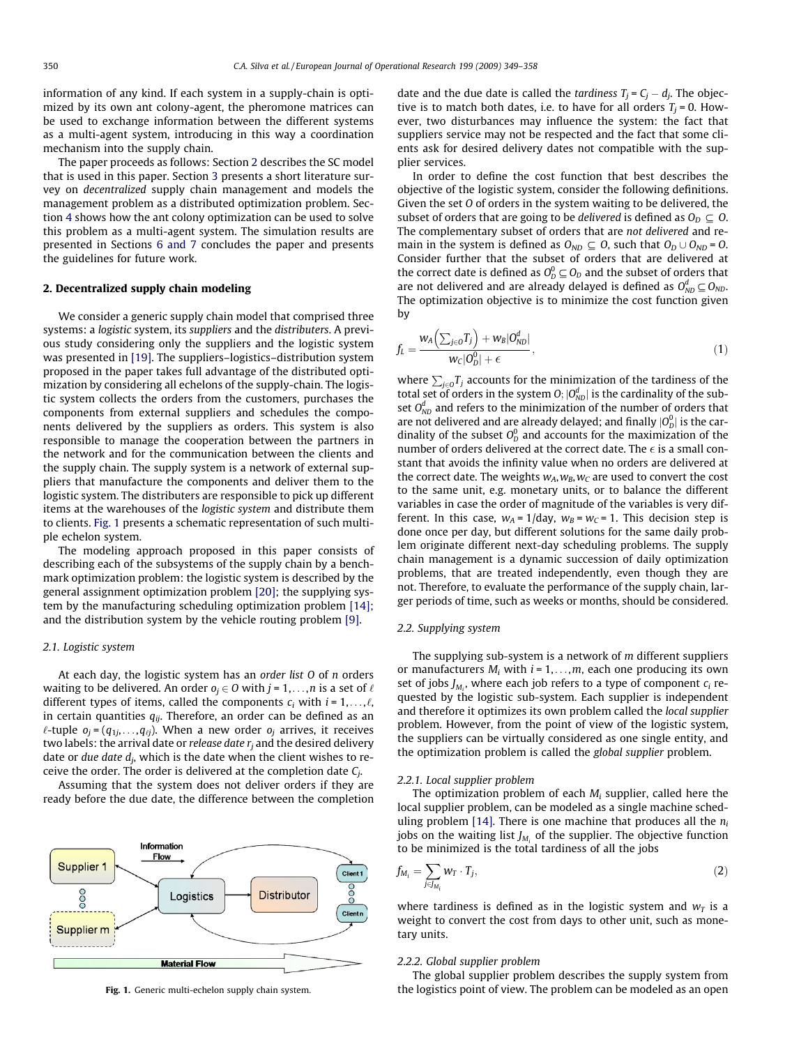information of any kind. If each system in a supply-chain is optimized by its own ant colony-agent, the pheromone matrices can be used to exchange information between the different systems as a multi-agent system, introducing in this way a coordination mechanism into the supply chain.

The paper proceeds as follows: Section 2 describes the SC model that is used in this paper. Section 3 presents a short literature survey on *decentralized* supply chain management and models the management problem as a distributed optimization problem. Section 4 shows how the ant colony optimization can be used to solve this problem as a multi-agent system. The simulation results are presented in Sections 6 and 7 concludes the paper and presents the guidelines for future work.

## 2. Decentralized supply chain modeling

We consider a generic supply chain model that comprised three systems: a *logistic* system, its *suppliers* and the *distributers*. A previous study considering only the suppliers and the logistic system was presented in [19]. The suppliers–logistics–distribution system proposed in the paper takes full advantage of the distributed optimization by considering all echelons of the supply-chain. The logistic system collects the orders from the customers, purchases the components from external suppliers and schedules the components delivered by the suppliers as orders. This system is also responsible to manage the cooperation between the partners in the network and for the communication between the clients and the supply chain. The supply system is a network of external suppliers that manufacture the components and deliver them to the logistic system. The distributers are responsible to pick up different items at the warehouses of the *logistic system* and distribute them to clients. Fig. 1 presents a schematic representation of such multiple echelon system.

The modeling approach proposed in this paper consists of describing each of the subsystems of the supply chain by a benchmark optimization problem: the logistic system is described by the general assignment optimization problem [20]; the supplying system by the manufacturing scheduling optimization problem [14]; and the distribution system by the vehicle routing problem [9].

### 2.1. Logistic system

At each day, the logistic system has an *order list* $O$ of $n$ orders waiting to be delivered. An order $o_j \in O$ with $j = 1, \ldots, n$ is a set of $\ell$ different types of items, called the components $c_i$ with $i = 1, \ldots, \ell$, in certain quantities $q_{ij}$. Therefore, an order can be defined as an $\ell$-tuple $o_j = (q_{1j}, \ldots, q_{\ell j})$. When a new order $o_j$ arrives, it receives two labels: the arrival date or *release date* $r_j$ and the desired delivery date or *due date* $d_j$, which is the date when the client wishes to receive the order. The order is delivered at the completion date $C_j$.

Assuming that the system does not deliver orders if they are ready before the due date, the difference between the completion

Fig. 1. Generic multi-echelon supply chain system.

date and the due date is called the *tardiness* $T_j = C_j - d_j$. The objective is to match both dates, i.e. to have for all orders $T_j = 0$. However, two disturbances may influence the system: the fact that suppliers service may not be respected and the fact that some clients ask for desired delivery dates not compatible with the supplier services.

In order to define the cost function that best describes the objective of the logistic system, consider the following definitions. Given the set $O$ of orders in the system waiting to be delivered, the subset of orders that are going to be *delivered* is defined as $O_D \subseteq O$. The complementary subset of orders that are *not delivered* and remain in the system is defined as $O_{ND} \subseteq O$, such that $O_D \cup O_{ND} = O$. Consider further that the subset of orders that are delivered at the correct date is defined as $O_D^0 \subseteq O_D$ and the subset of orders that are not delivered and are already delayed is defined as $O_{ND}^d \subseteq O_{ND}$. The optimization objective is to minimize the cost function given by

$$f_L = \frac{w_A\left(\sum_{j\in O} T_j\right) + w_B|O_{ND}^d|}{w_C|O_D^0| + \epsilon}, \tag{1}$$

where $\sum_{j\in O} T_j$ accounts for the minimization of the tardiness of the total set of orders in the system $O$; $|O_{ND}^d|$ is the cardinality of the subset $O_{ND}^d$ and refers to the minimization of the number of orders that are not delivered and are already delayed; and finally $|O_D^0|$ is the cardinality of the subset $O_D^0$ and accounts for the maximization of the number of orders delivered at the correct date. The $\epsilon$ is a small constant that avoids the infinity value when no orders are delivered at the correct date. The weights $w_A, w_B, w_C$ are used to convert the cost to the same unit, e.g. monetary units, or to balance the different variables in case the order of magnitude of the variables is very different. In this case, $w_A = 1$/day, $w_B = w_C = 1$. This decision step is done once per day, but different solutions for the same daily problem originate different next-day scheduling problems. The supply chain management is a dynamic succession of daily optimization problems, that are treated independently, even though they are not. Therefore, to evaluate the performance of the supply chain, larger periods of time, such as weeks or months, should be considered.

### 2.2. Supplying system

The supplying sub-system is a network of $m$ different suppliers or manufacturers $M_i$ with $i = 1, \ldots, m$, each one producing its own set of jobs $J_{M_i}$, where each job refers to a type of component $c_i$ requested by the logistic sub-system. Each supplier is independent and therefore it optimizes its own problem called the *local supplier* problem. However, from the point of view of the logistic system, the suppliers can be virtually considered as one single entity, and the optimization problem is called the *global supplier* problem.

#### 2.2.1. Local supplier problem

The optimization problem of each $M_i$ supplier, called here the local supplier problem, can be modeled as a single machine scheduling problem [14]. There is one machine that produces all the $n_i$ jobs on the waiting list $J_{M_i}$ of the supplier. The objective function to be minimized is the total tardiness of all the jobs

$$f_{M_i} = \sum_{j \in J_{M_i}} w_T \cdot T_j, \tag{2}$$

where tardiness is defined as in the logistic system and $w_T$ is a weight to convert the cost from days to other unit, such as monetary units.

#### 2.2.2. Global supplier problem

The global supplier problem describes the supply system from the logistics point of view. The problem can be modeled as an open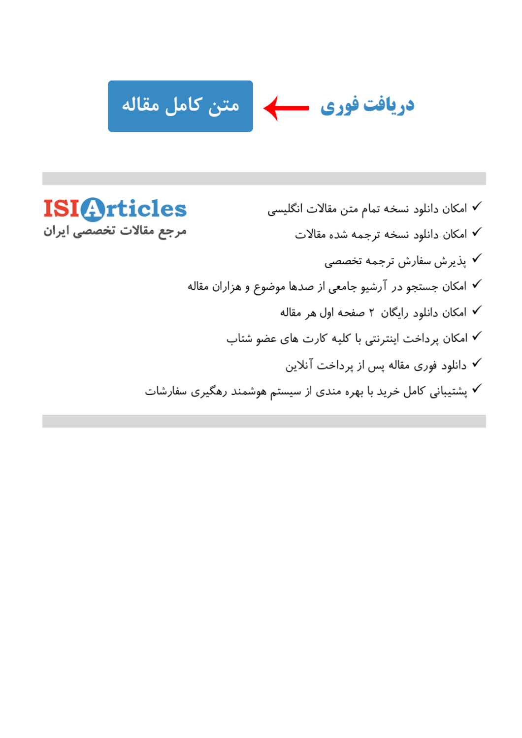دریافت فوری ← متن کامل مقاله

**ISIArticles**
مرجع مقالات تخصصی ایران

- ✓ امکان دانلود نسخه تمام متن مقالات انگلیسی
- ✓ امکان دانلود نسخه ترجمه شده مقالات
- ✓ پذیرش سفارش ترجمه تخصصی
- ✓ امکان جستجو در آرشیو جامعی از صدها موضوع و هزاران مقاله
- ✓ امکان دانلود رایگان ۲ صفحه اول هر مقاله
- ✓ امکان پرداخت اینترنتی با کلیه کارت های عضو شتاب
- ✓ دانلود فوری مقاله پس از پرداخت آنلاین
- ✓ پشتیبانی کامل خرید با بهره مندی از سیستم هوشمند رهگیری سفارشات